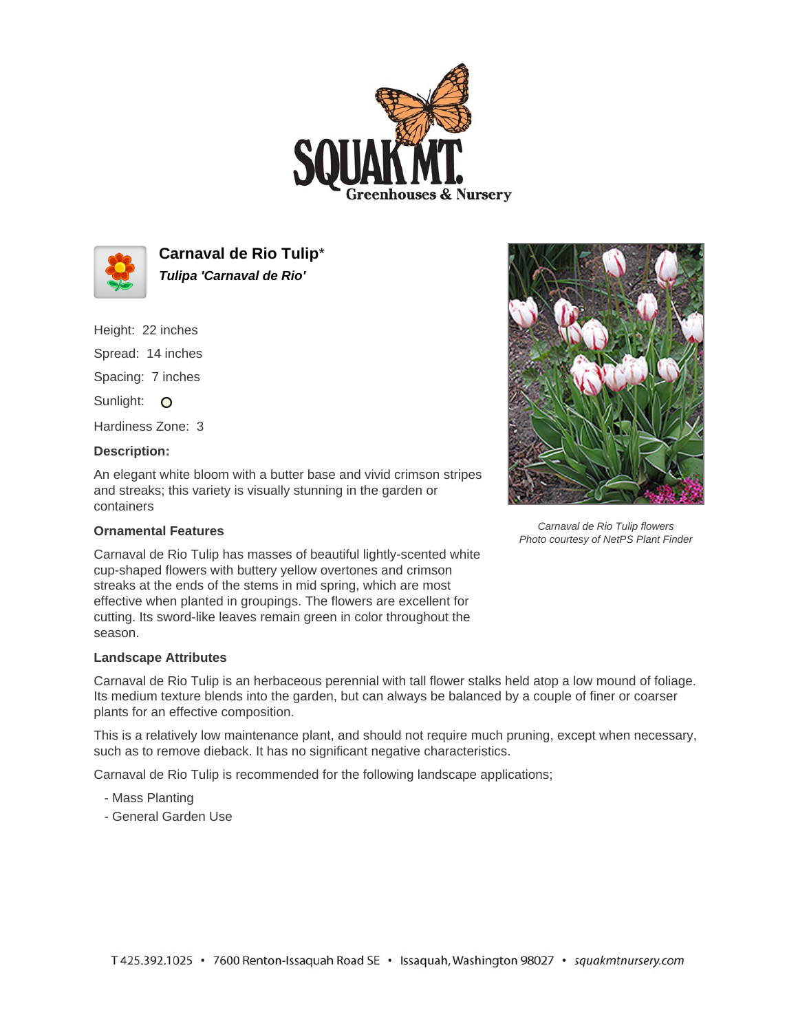# Carnaval de Rio Tulip*

***Tulipa 'Carnaval de Rio'***

Height: 22 inches

Spread: 14 inches

Spacing: 7 inches

Sunlight: ○

Hardiness Zone: 3

**Description:**

An elegant white bloom with a butter base and vivid crimson stripes and streaks; this variety is visually stunning in the garden or containers

*Carnaval de Rio Tulip flowers*
*Photo courtesy of NetPS Plant Finder*

### Ornamental Features

Carnaval de Rio Tulip has masses of beautiful lightly-scented white cup-shaped flowers with buttery yellow overtones and crimson streaks at the ends of the stems in mid spring, which are most effective when planted in groupings. The flowers are excellent for cutting. Its sword-like leaves remain green in color throughout the season.

### Landscape Attributes

Carnaval de Rio Tulip is an herbaceous perennial with tall flower stalks held atop a low mound of foliage. Its medium texture blends into the garden, but can always be balanced by a couple of finer or coarser plants for an effective composition.

This is a relatively low maintenance plant, and should not require much pruning, except when necessary, such as to remove dieback. It has no significant negative characteristics.

Carnaval de Rio Tulip is recommended for the following landscape applications;

- Mass Planting
- General Garden Use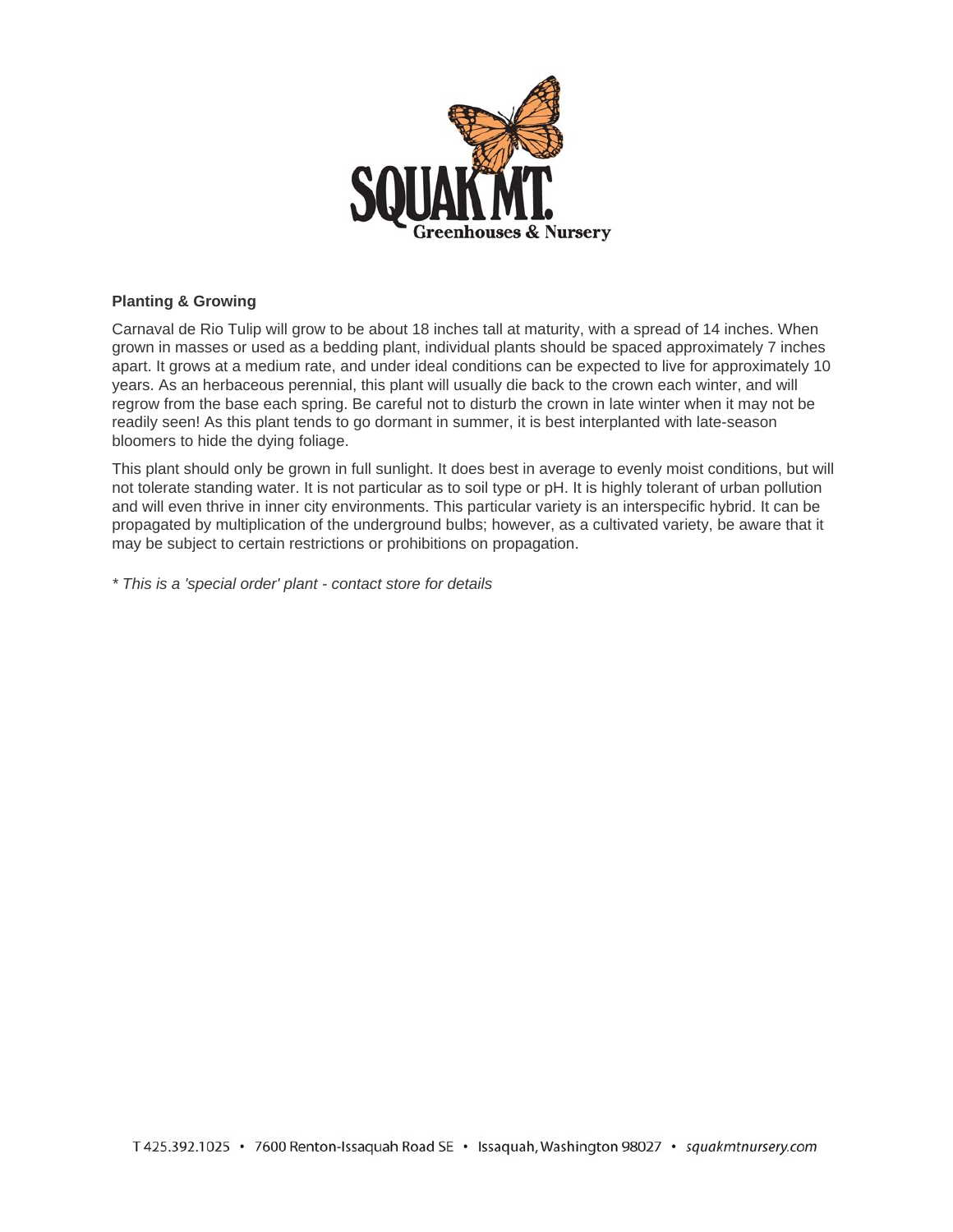**Planting & Growing**

Carnaval de Rio Tulip will grow to be about 18 inches tall at maturity, with a spread of 14 inches. When grown in masses or used as a bedding plant, individual plants should be spaced approximately 7 inches apart. It grows at a medium rate, and under ideal conditions can be expected to live for approximately 10 years. As an herbaceous perennial, this plant will usually die back to the crown each winter, and will regrow from the base each spring. Be careful not to disturb the crown in late winter when it may not be readily seen! As this plant tends to go dormant in summer, it is best interplanted with late-season bloomers to hide the dying foliage.

This plant should only be grown in full sunlight. It does best in average to evenly moist conditions, but will not tolerate standing water. It is not particular as to soil type or pH. It is highly tolerant of urban pollution and will even thrive in inner city environments. This particular variety is an interspecific hybrid. It can be propagated by multiplication of the underground bulbs; however, as a cultivated variety, be aware that it may be subject to certain restrictions or prohibitions on propagation.

*\* This is a 'special order' plant - contact store for details*